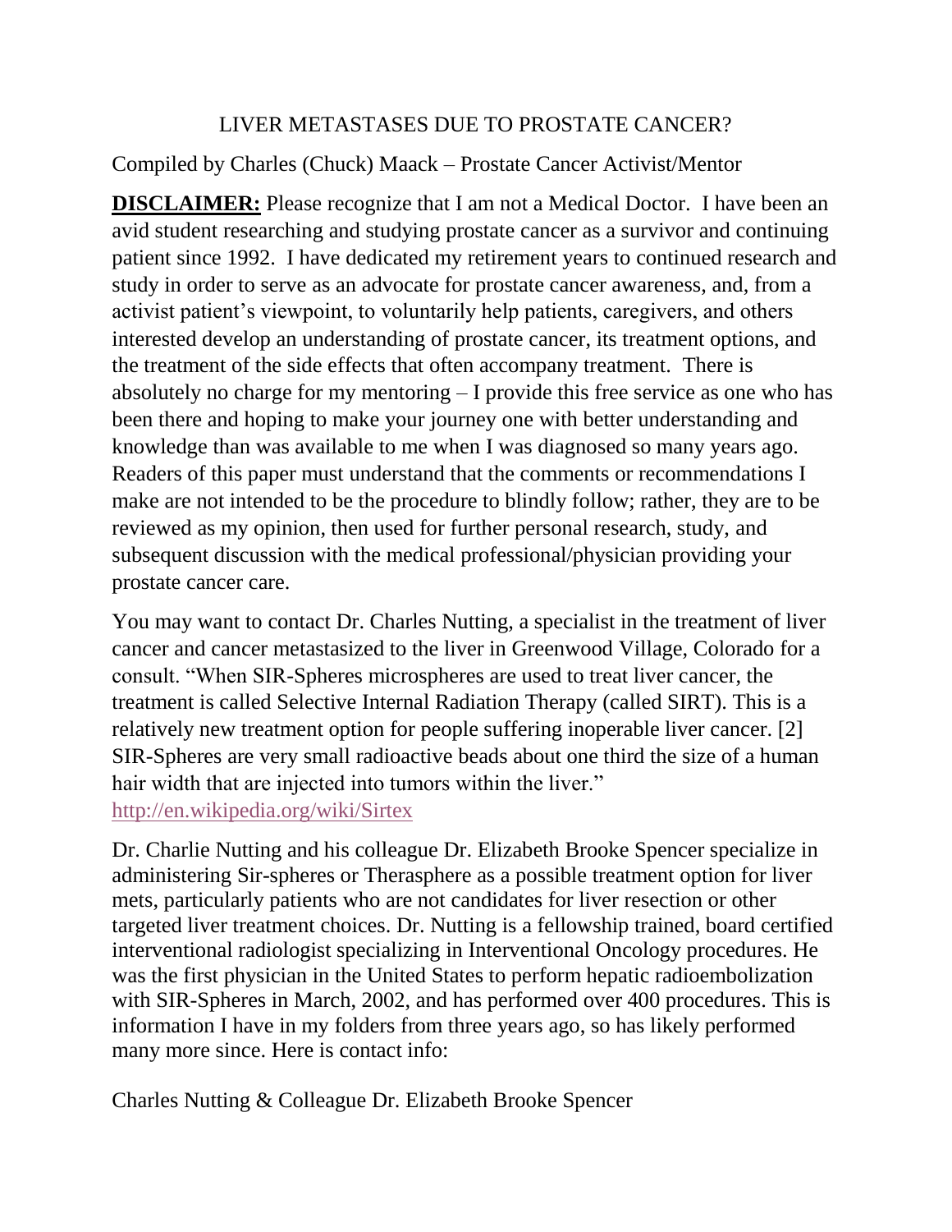# LIVER METASTASES DUE TO PROSTATE CANCER?

Compiled by Charles (Chuck) Maack – Prostate Cancer Activist/Mentor

**DISCLAIMER:** Please recognize that I am not a Medical Doctor. I have been an avid student researching and studying prostate cancer as a survivor and continuing patient since 1992. I have dedicated my retirement years to continued research and study in order to serve as an advocate for prostate cancer awareness, and, from a activist patient's viewpoint, to voluntarily help patients, caregivers, and others interested develop an understanding of prostate cancer, its treatment options, and the treatment of the side effects that often accompany treatment. There is absolutely no charge for my mentoring – I provide this free service as one who has been there and hoping to make your journey one with better understanding and knowledge than was available to me when I was diagnosed so many years ago. Readers of this paper must understand that the comments or recommendations I make are not intended to be the procedure to blindly follow; rather, they are to be reviewed as my opinion, then used for further personal research, study, and subsequent discussion with the medical professional/physician providing your prostate cancer care.

You may want to contact Dr. Charles Nutting, a specialist in the treatment of liver cancer and cancer metastasized to the liver in Greenwood Village, Colorado for a consult. "When SIR-Spheres microspheres are used to treat liver cancer, the treatment is called Selective Internal Radiation Therapy (called SIRT). This is a relatively new treatment option for people suffering inoperable liver cancer. [2] SIR-Spheres are very small radioactive beads about one third the size of a human hair width that are injected into tumors within the liver." http://en.wikipedia.org/wiki/Sirtex

Dr. Charlie Nutting and his colleague Dr. Elizabeth Brooke Spencer specialize in administering Sir-spheres or Therasphere as a possible treatment option for liver mets, particularly patients who are not candidates for liver resection or other targeted liver treatment choices. Dr. Nutting is a fellowship trained, board certified interventional radiologist specializing in Interventional Oncology procedures. He was the first physician in the United States to perform hepatic radioembolization with SIR-Spheres in March, 2002, and has performed over 400 procedures. This is information I have in my folders from three years ago, so has likely performed many more since. Here is contact info:

Charles Nutting & Colleague Dr. Elizabeth Brooke Spencer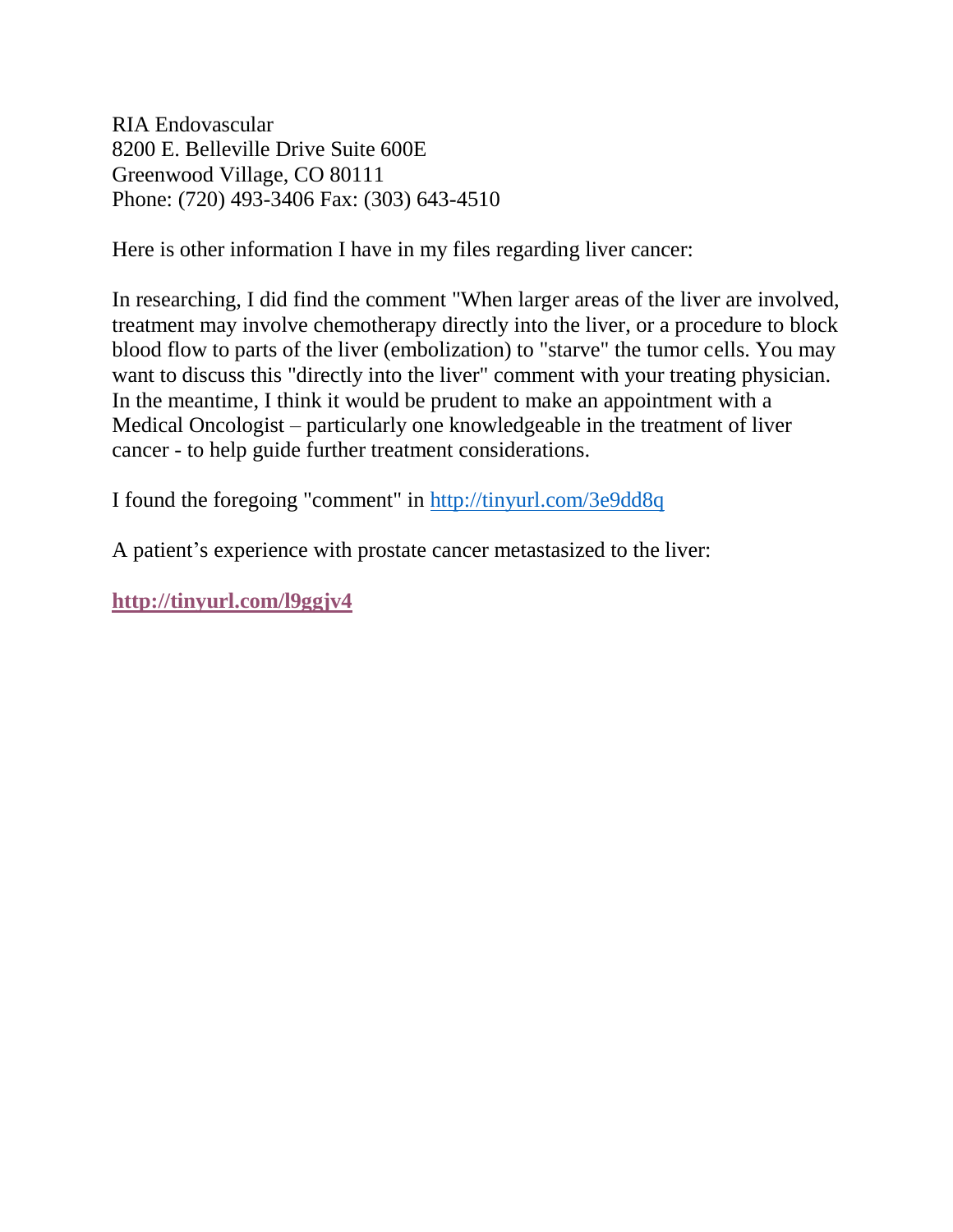RIA Endovascular
8200 E. Belleville Drive Suite 600E
Greenwood Village, CO 80111
Phone: (720) 493-3406 Fax: (303) 643-4510

Here is other information I have in my files regarding liver cancer:

In researching, I did find the comment "When larger areas of the liver are involved, treatment may involve chemotherapy directly into the liver, or a procedure to block blood flow to parts of the liver (embolization) to "starve" the tumor cells. You may want to discuss this "directly into the liver" comment with your treating physician. In the meantime, I think it would be prudent to make an appointment with a Medical Oncologist – particularly one knowledgeable in the treatment of liver cancer - to help guide further treatment considerations.

I found the foregoing "comment" in http://tinyurl.com/3e9dd8q

A patient's experience with prostate cancer metastasized to the liver:

**http://tinyurl.com/l9ggjv4**